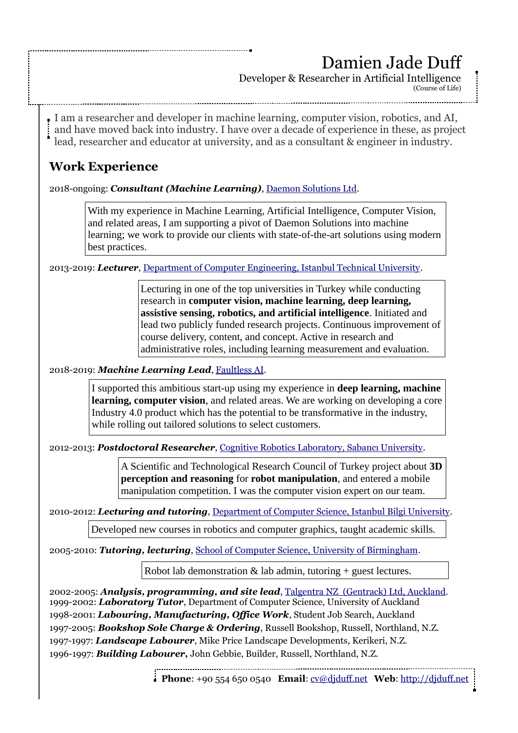# Damien Jade Duff

Developer & Researcher in Artificial Intelligence

(Course of Life)

I am a researcher and developer in machine learning, computer vision, robotics, and AI, and have moved back into industry. I have over a decade of experience in these, as project lead, researcher and educator at university, and as a consultant & engineer in industry.

## Work Experience

2018-ongoing: ***Consultant (Machine Learning)***, Daemon Solutions Ltd.

> With my experience in Machine Learning, Artificial Intelligence, Computer Vision, and related areas, I am supporting a pivot of Daemon Solutions into machine learning; we work to provide our clients with state-of-the-art solutions using modern best practices.

2013-2019: ***Lecturer***, Department of Computer Engineering, Istanbul Technical University.

> Lecturing in one of the top universities in Turkey while conducting research in **computer vision, machine learning, deep learning, assistive sensing, robotics, and artificial intelligence**. Initiated and lead two publicly funded research projects. Continuous improvement of course delivery, content, and concept. Active in research and administrative roles, including learning measurement and evaluation.

2018-2019: ***Machine Learning Lead***, Faultless AI.

> I supported this ambitious start-up using my experience in **deep learning, machine learning, computer vision**, and related areas. We are working on developing a core Industry 4.0 product which has the potential to be transformative in the industry, while rolling out tailored solutions to select customers.

2012-2013: ***Postdoctoral Researcher***, Cognitive Robotics Laboratory, Sabancı University.

> A Scientific and Technological Research Council of Turkey project about **3D perception and reasoning** for **robot manipulation**, and entered a mobile manipulation competition. I was the computer vision expert on our team.

2010-2012: ***Lecturing and tutoring***, Department of Computer Science, Istanbul Bilgi University.

> Developed new courses in robotics and computer graphics, taught academic skills.

2005-2010: ***Tutoring, lecturing***, School of Computer Science, University of Birmingham.

> Robot lab demonstration & lab admin, tutoring + guest lectures.

2002-2005: ***Analysis, programming, and site lead***, Talgentra NZ (Gentrack) Ltd, Auckland.
1999-2002: ***Laboratory Tutor***, Department of Computer Science, University of Auckland
1998-2001: ***Labouring, Manufacturing, Office Work***, Student Job Search, Auckland
1997-2005: ***Bookshop Sole Charge & Ordering***, Russell Bookshop, Russell, Northland, N.Z.
1997-1997: ***Landscape Labourer***, Mike Price Landscape Developments, Kerikeri, N.Z.
1996-1997: ***Building Labourer***, John Gebbie, Builder, Russell, Northland, N.Z.

**Phone**: +90 554 650 0540 **Email**: cv@djduff.net **Web**: http://djduff.net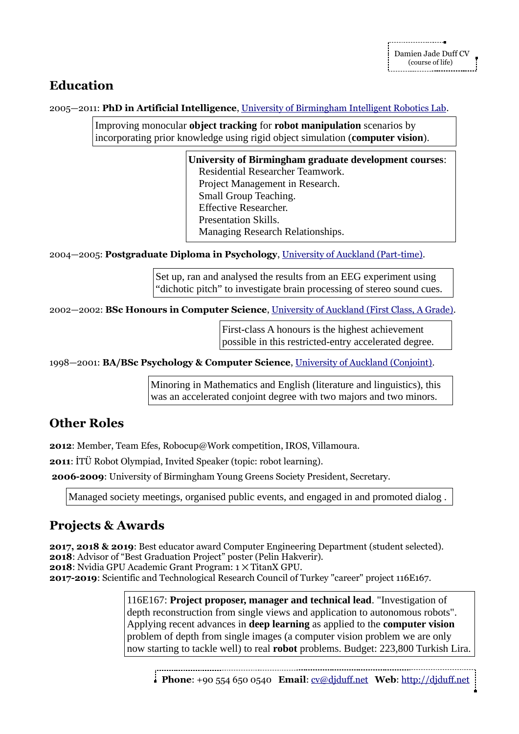## Education

2005—2011: **PhD in Artificial Intelligence**, University of Birmingham Intelligent Robotics Lab.

> Improving monocular **object tracking** for **robot manipulation** scenarios by incorporating prior knowledge using rigid object simulation (**computer vision**).

> **University of Birmingham graduate development courses**:
> Residential Researcher Teamwork.
> Project Management in Research.
> Small Group Teaching.
> Effective Researcher.
> Presentation Skills.
> Managing Research Relationships.

2004—2005: **Postgraduate Diploma in Psychology**, University of Auckland (Part-time).

> Set up, ran and analysed the results from an EEG experiment using "dichotic pitch" to investigate brain processing of stereo sound cues.

2002—2002: **BSc Honours in Computer Science**, University of Auckland (First Class, A Grade).

> First-class A honours is the highest achievement possible in this restricted-entry accelerated degree.

1998—2001: **BA/BSc Psychology & Computer Science**, University of Auckland (Conjoint).

> Minoring in Mathematics and English (literature and linguistics), this was an accelerated conjoint degree with two majors and two minors.

## Other Roles

**2012**: Member, Team Efes, Robocup@Work competition, IROS, Villamoura.

**2011**: İTÜ Robot Olympiad, Invited Speaker (topic: robot learning).

**2006-2009**: University of Birmingham Young Greens Society President, Secretary.

> Managed society meetings, organised public events, and engaged in and promoted dialog .

## Projects & Awards

**2017, 2018 & 2019**: Best educator award Computer Engineering Department (student selected).
**2018**: Advisor of "Best Graduation Project" poster (Pelin Hakverir).
**2018**: Nvidia GPU Academic Grant Program: 1 × TitanX GPU.
**2017-2019**: Scientific and Technological Research Council of Turkey "career" project 116E167.

> 116E167: **Project proposer, manager and technical lead**. "Investigation of depth reconstruction from single views and application to autonomous robots". Applying recent advances in **deep learning** as applied to the **computer vision** problem of depth from single images (a computer vision problem we are only now starting to tackle well) to real **robot** problems. Budget: 223,800 Turkish Lira.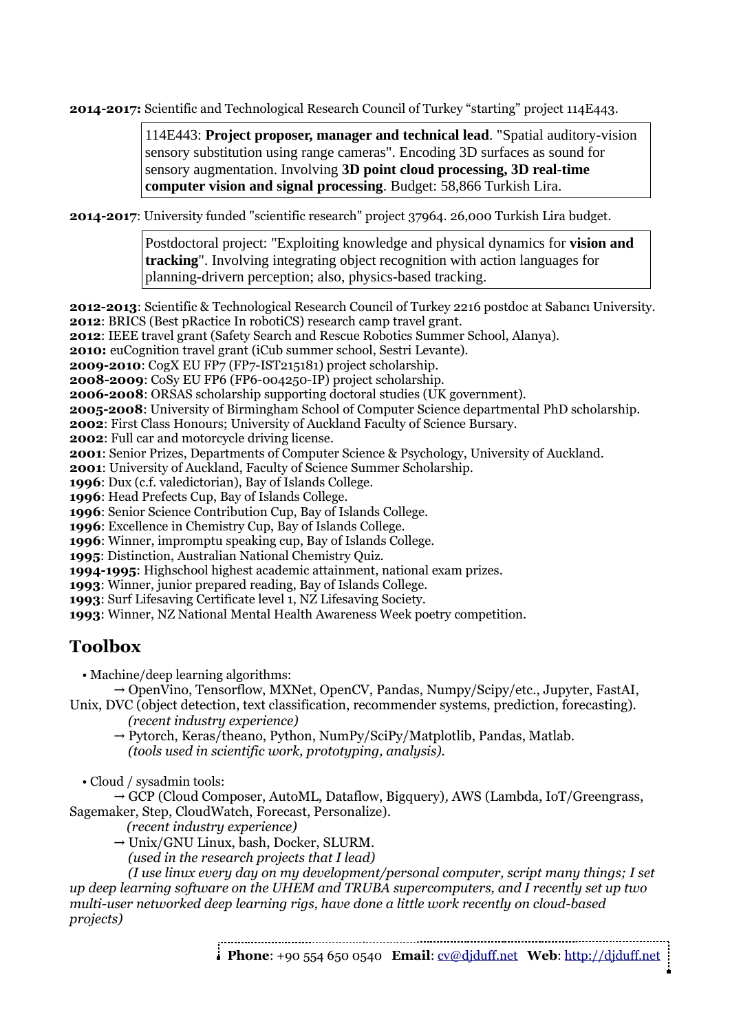**2014-2017:** Scientific and Technological Research Council of Turkey "starting" project 114E443.

> 114E443: **Project proposer, manager and technical lead**. "Spatial auditory-vision sensory substitution using range cameras". Encoding 3D surfaces as sound for sensory augmentation. Involving **3D point cloud processing, 3D real-time computer vision and signal processing**. Budget: 58,866 Turkish Lira.

**2014-2017**: University funded "scientific research" project 37964. 26,000 Turkish Lira budget.

> Postdoctoral project: "Exploiting knowledge and physical dynamics for **vision and tracking**". Involving integrating object recognition with action languages for planning-drivern perception; also, physics-based tracking.

**2012-2013**: Scientific & Technological Research Council of Turkey 2216 postdoc at Sabancı University.
**2012**: BRICS (Best pRactice In roboticS) research camp travel grant.
**2012**: IEEE travel grant (Safety Search and Rescue Robotics Summer School, Alanya).
**2010:** euCognition travel grant (iCub summer school, Sestri Levante).
**2009-2010**: CogX EU FP7 (FP7-IST215181) project scholarship.
**2008-2009**: CoSy EU FP6 (FP6-004250-IP) project scholarship.
**2006-2008**: ORSAS scholarship supporting doctoral studies (UK government).
**2005-2008**: University of Birmingham School of Computer Science departmental PhD scholarship.
**2002**: First Class Honours; University of Auckland Faculty of Science Bursary.
**2002**: Full car and motorcycle driving license.
**2001**: Senior Prizes, Departments of Computer Science & Psychology, University of Auckland.
**2001**: University of Auckland, Faculty of Science Summer Scholarship.
**1996**: Dux (c.f. valedictorian), Bay of Islands College.
**1996**: Head Prefects Cup, Bay of Islands College.
**1996**: Senior Science Contribution Cup, Bay of Islands College.
**1996**: Excellence in Chemistry Cup, Bay of Islands College.
**1996**: Winner, impromptu speaking cup, Bay of Islands College.
**1995**: Distinction, Australian National Chemistry Quiz.
**1994-1995**: Highschool highest academic attainment, national exam prizes.
**1993**: Winner, junior prepared reading, Bay of Islands College.
**1993**: Surf Lifesaving Certificate level 1, NZ Lifesaving Society.
**1993**: Winner, NZ National Mental Health Awareness Week poetry competition.

## Toolbox

• Machine/deep learning algorithms:

→ OpenVino, Tensorflow, MXNet, OpenCV, Pandas, Numpy/Scipy/etc., Jupyter, FastAI, Unix, DVC (object detection, text classification, recommender systems, prediction, forecasting).
*(recent industry experience)*

→ Pytorch, Keras/theano, Python, NumPy/SciPy/Matplotlib, Pandas, Matlab.
*(tools used in scientific work, prototyping, analysis).*

• Cloud / sysadmin tools:

→ GCP (Cloud Composer, AutoML, Dataflow, Bigquery), AWS (Lambda, IoT/Greengrass, Sagemaker, Step, CloudWatch, Forecast, Personalize).
*(recent industry experience)*

→ Unix/GNU Linux, bash, Docker, SLURM.
*(used in the research projects that I lead)*

*(I use linux every day on my development/personal computer, script many things; I set up deep learning software on the UHEM and TRUBA supercomputers, and I recently set up two multi-user networked deep learning rigs, have done a little work recently on cloud-based projects)*

**Phone**: +90 554 650 0540 **Email**: [cv@djduff.net](mailto:cv@djduff.net) **Web**: [http://djduff.net](http://djduff.net)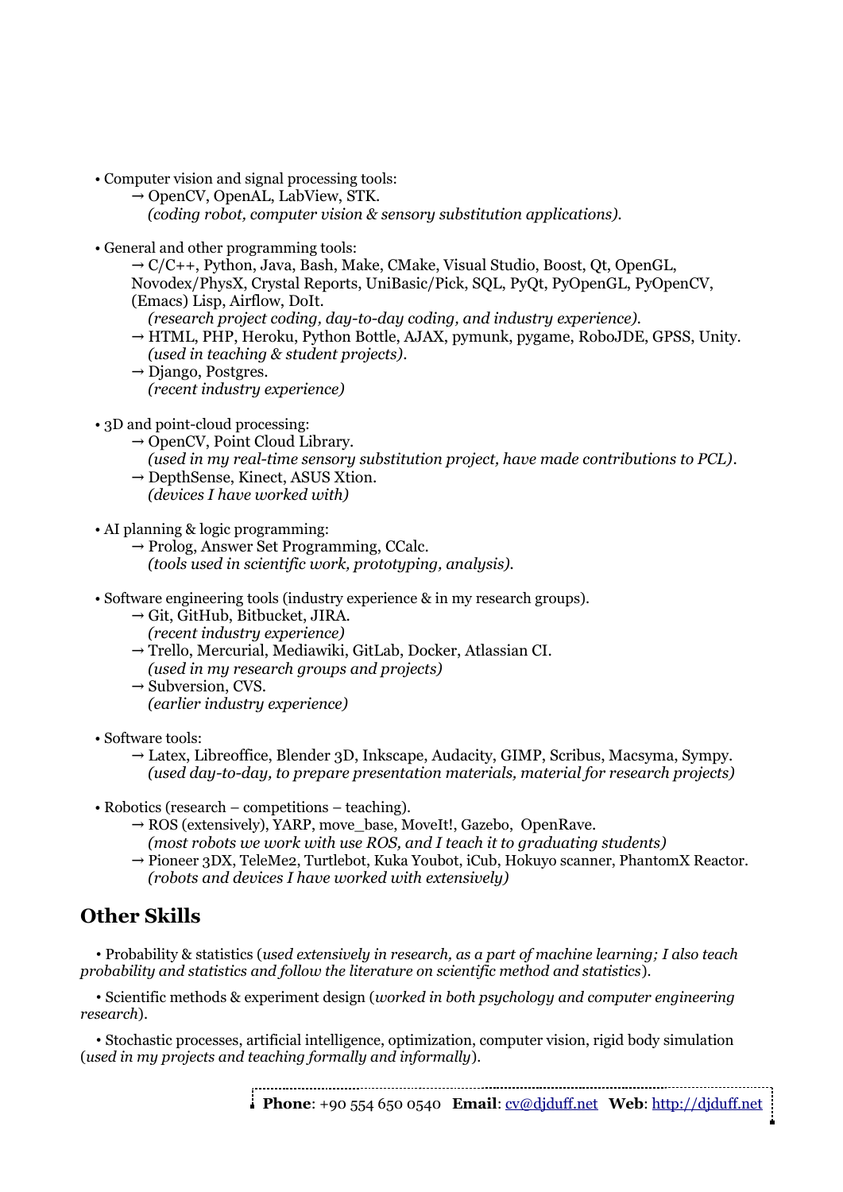- Computer vision and signal processing tools:
  - → OpenCV, OpenAL, LabView, STK.
    *(coding robot, computer vision & sensory substitution applications).*

- General and other programming tools:
  - → C/C++, Python, Java, Bash, Make, CMake, Visual Studio, Boost, Qt, OpenGL, Novodex/PhysX, Crystal Reports, UniBasic/Pick, SQL, PyQt, PyOpenGL, PyOpenCV, (Emacs) Lisp, Airflow, DoIt.
    *(research project coding, day-to-day coding, and industry experience).*
  - → HTML, PHP, Heroku, Python Bottle, AJAX, pymunk, pygame, RoboJDE, GPSS, Unity.
    *(used in teaching & student projects).*
  - → Django, Postgres.
    *(recent industry experience)*

- 3D and point-cloud processing:
  - → OpenCV, Point Cloud Library.
    *(used in my real-time sensory substitution project, have made contributions to PCL).*
  - → DepthSense, Kinect, ASUS Xtion.
    *(devices I have worked with)*

- AI planning & logic programming:
  - → Prolog, Answer Set Programming, CCalc.
    *(tools used in scientific work, prototyping, analysis).*

- Software engineering tools (industry experience & in my research groups).
  - → Git, GitHub, Bitbucket, JIRA.
    *(recent industry experience)*
  - → Trello, Mercurial, Mediawiki, GitLab, Docker, Atlassian CI.
    *(used in my research groups and projects)*
  - → Subversion, CVS.
    *(earlier industry experience)*

- Software tools:
  - → Latex, Libreoffice, Blender 3D, Inkscape, Audacity, GIMP, Scribus, Macsyma, Sympy.
    *(used day-to-day, to prepare presentation materials, material for research projects)*

- Robotics (research – competitions – teaching).
  - → ROS (extensively), YARP, move_base, MoveIt!, Gazebo, OpenRave.
    *(most robots we work with use ROS, and I teach it to graduating students)*
  - → Pioneer 3DX, TeleMe2, Turtlebot, Kuka Youbot, iCub, Hokuyo scanner, PhantomX Reactor.
    *(robots and devices I have worked with extensively)*

## Other Skills

- Probability & statistics (*used extensively in research, as a part of machine learning; I also teach probability and statistics and follow the literature on scientific method and statistics*).

- Scientific methods & experiment design (*worked in both psychology and computer engineering research*).

- Stochastic processes, artificial intelligence, optimization, computer vision, rigid body simulation (*used in my projects and teaching formally and informally*).

**Phone**: +90 554 650 0540 **Email**: cv@djduff.net **Web**: http://djduff.net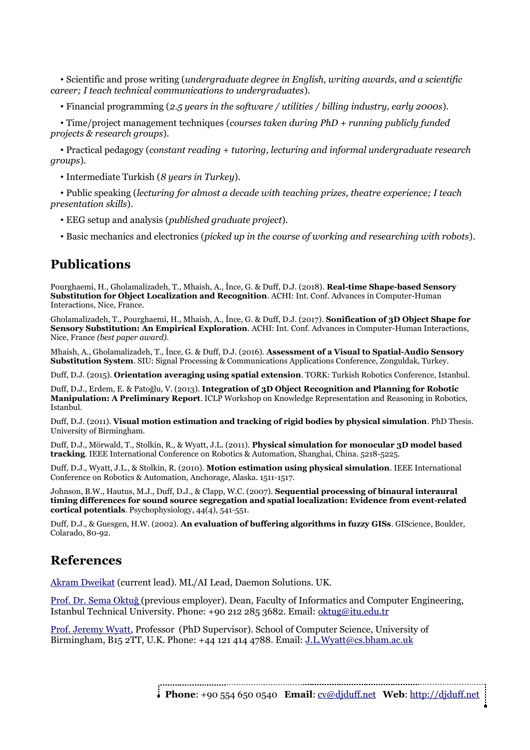- Scientific and prose writing (*undergraduate degree in English, writing awards, and a scientific career; I teach technical communications to undergraduates*).
- Financial programming (*2.5 years in the software / utilities / billing industry, early 2000s*).
- Time/project management techniques (*courses taken during PhD + running publicly funded projects & research groups*).
- Practical pedagogy (*constant reading + tutoring, lecturing and informal undergraduate research groups*).
- Intermediate Turkish (*8 years in Turkey*).
- Public speaking (*lecturing for almost a decade with teaching prizes, theatre experience; I teach presentation skills*).
- EEG setup and analysis (*published graduate project*).
- Basic mechanics and electronics (*picked up in the course of working and researching with robots*).

## Publications

Pourghaemi, H., Gholamalizadeh, T., Mhaish, A., İnce, G. & Duff, D.J. (2018). **Real-time Shape-based Sensory Substitution for Object Localization and Recognition**. ACHI: Int. Conf. Advances in Computer-Human Interactions, Nice, France.

Gholamalizadeh, T., Pourghaemi, H., Mhaish, A., İnce, G. & Duff, D.J. (2017). **Sonification of 3D Object Shape for Sensory Substitution: An Empirical Exploration**. ACHI: Int. Conf. Advances in Computer-Human Interactions, Nice, France *(best paper award)*.

Mhaish, A., Gholamalizadeh, T., İnce, G. & Duff, D.J. (2016). **Assessment of a Visual to Spatial-Audio Sensory Substitution System**. SIU: Signal Processing & Communications Applications Conference, Zonguldak, Turkey.

Duff, D.J. (2015). **Orientation averaging using spatial extension**. TORK: Turkish Robotics Conference, Istanbul.

Duff, D.J., Erdem, E. & Patoğlu, V. (2013). **Integration of 3D Object Recognition and Planning for Robotic Manipulation: A Preliminary Report**. ICLP Workshop on Knowledge Representation and Reasoning in Robotics, Istanbul.

Duff, D.J. (2011). **Visual motion estimation and tracking of rigid bodies by physical simulation**. PhD Thesis. University of Birmingham.

Duff, D.J., Mörwald, T., Stolkin, R., & Wyatt, J.L. (2011). **Physical simulation for monocular 3D model based tracking**. IEEE International Conference on Robotics & Automation, Shanghai, China. 5218-5225.

Duff, D.J., Wyatt, J.L., & Stolkin, R. (2010). **Motion estimation using physical simulation**. IEEE International Conference on Robotics & Automation, Anchorage, Alaska. 1511-1517.

Johnson, B.W., Hautus, M.J., Duff, D.J., & Clapp, W.C. (2007). **Sequential processing of binaural interaural timing differences for sound source segregation and spatial localization: Evidence from event-related cortical potentials**. Psychophysiology, 44(4), 541-551.

Duff, D.J., & Guesgen, H.W. (2002). **An evaluation of buffering algorithms in fuzzy GISs**. GIScience, Boulder, Colorado, 80-92.

## References

Akram Dweikat (current lead). ML/AI Lead, Daemon Solutions. UK.

Prof. Dr. Sema Oktuğ (previous employer). Dean, Faculty of Informatics and Computer Engineering, Istanbul Technical University. Phone: +90 212 285 3682. Email: oktug@itu.edu.tr

Prof. Jeremy Wyatt, Professor (PhD Supervisor). School of Computer Science, University of Birmingham, B15 2TT, U.K. Phone: +44 121 414 4788. Email: J.L.Wyatt@cs.bham.ac.uk

**Phone**: +90 554 650 0540 **Email**: cv@djduff.net **Web**: http://djduff.net